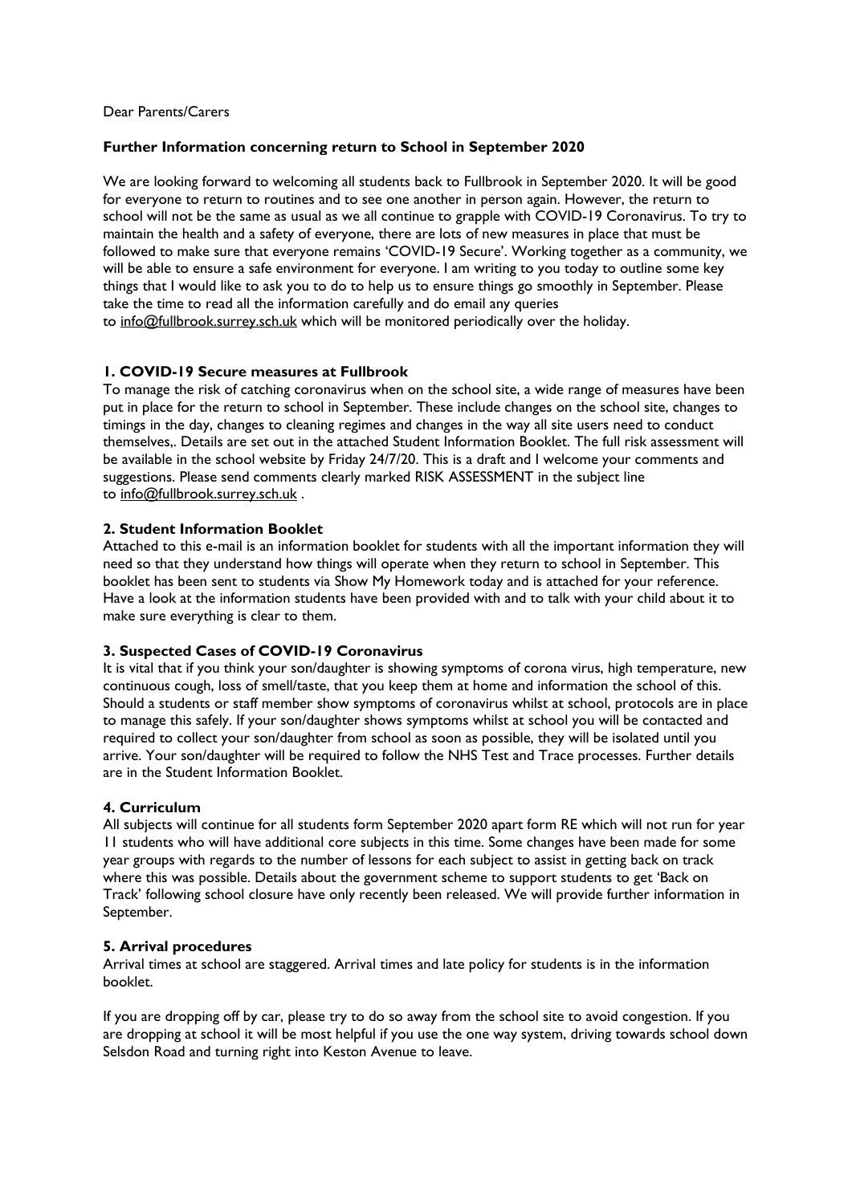Dear Parents/Carers

**Further Information concerning return to School in September 2020**

We are looking forward to welcoming all students back to Fullbrook in September 2020. It will be good for everyone to return to routines and to see one another in person again. However, the return to school will not be the same as usual as we all continue to grapple with COVID-19 Coronavirus. To try to maintain the health and a safety of everyone, there are lots of new measures in place that must be followed to make sure that everyone remains 'COVID-19 Secure'. Working together as a community, we will be able to ensure a safe environment for everyone. I am writing to you today to outline some key things that I would like to ask you to do to help us to ensure things go smoothly in September. Please take the time to read all the information carefully and do email any queries to info@fullbrook.surrey.sch.uk which will be monitored periodically over the holiday.

**1. COVID-19 Secure measures at Fullbrook**

To manage the risk of catching coronavirus when on the school site, a wide range of measures have been put in place for the return to school in September. These include changes on the school site, changes to timings in the day, changes to cleaning regimes and changes in the way all site users need to conduct themselves,. Details are set out in the attached Student Information Booklet. The full risk assessment will be available in the school website by Friday 24/7/20. This is a draft and I welcome your comments and suggestions. Please send comments clearly marked RISK ASSESSMENT in the subject line to info@fullbrook.surrey.sch.uk .

**2. Student Information Booklet**

Attached to this e-mail is an information booklet for students with all the important information they will need so that they understand how things will operate when they return to school in September. This booklet has been sent to students via Show My Homework today and is attached for your reference. Have a look at the information students have been provided with and to talk with your child about it to make sure everything is clear to them.

**3. Suspected Cases of COVID-19 Coronavirus**

It is vital that if you think your son/daughter is showing symptoms of corona virus, high temperature, new continuous cough, loss of smell/taste, that you keep them at home and information the school of this. Should a students or staff member show symptoms of coronavirus whilst at school, protocols are in place to manage this safely. If your son/daughter shows symptoms whilst at school you will be contacted and required to collect your son/daughter from school as soon as possible, they will be isolated until you arrive. Your son/daughter will be required to follow the NHS Test and Trace processes. Further details are in the Student Information Booklet.

**4. Curriculum**

All subjects will continue for all students form September 2020 apart form RE which will not run for year 11 students who will have additional core subjects in this time. Some changes have been made for some year groups with regards to the number of lessons for each subject to assist in getting back on track where this was possible. Details about the government scheme to support students to get 'Back on Track' following school closure have only recently been released. We will provide further information in September.

**5. Arrival procedures**

Arrival times at school are staggered. Arrival times and late policy for students is in the information booklet.

If you are dropping off by car, please try to do so away from the school site to avoid congestion. If you are dropping at school it will be most helpful if you use the one way system, driving towards school down Selsdon Road and turning right into Keston Avenue to leave.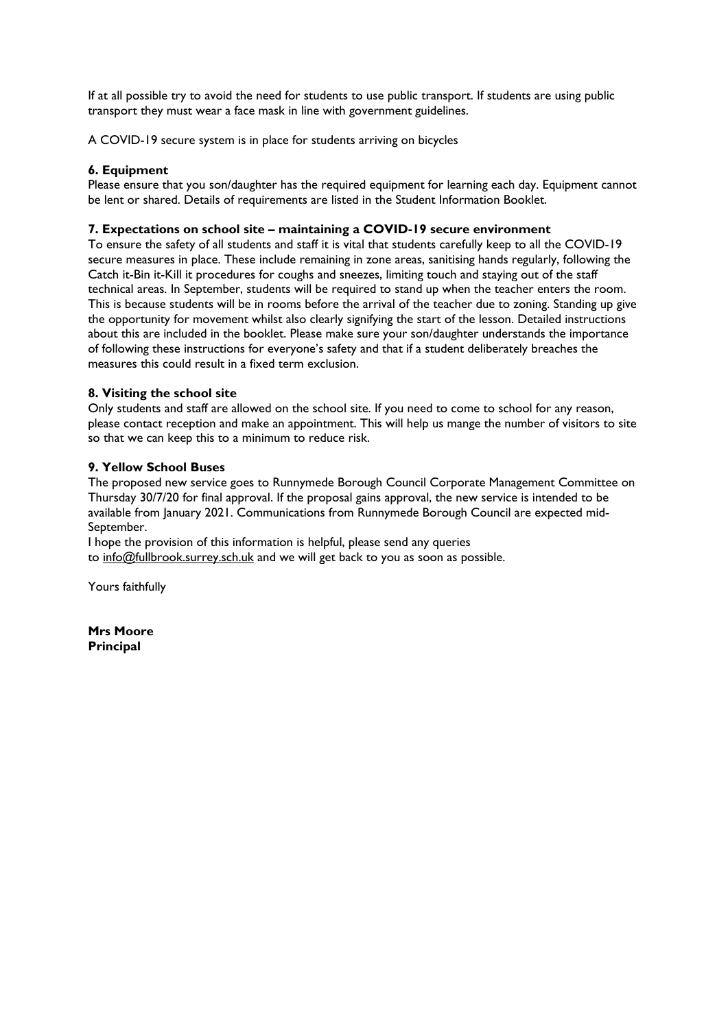If at all possible try to avoid the need for students to use public transport. If students are using public transport they must wear a face mask in line with government guidelines.

A COVID-19 secure system is in place for students arriving on bicycles

**6. Equipment**

Please ensure that you son/daughter has the required equipment for learning each day. Equipment cannot be lent or shared. Details of requirements are listed in the Student Information Booklet.

**7. Expectations on school site – maintaining a COVID-19 secure environment**

To ensure the safety of all students and staff it is vital that students carefully keep to all the COVID-19 secure measures in place. These include remaining in zone areas, sanitising hands regularly, following the Catch it-Bin it-Kill it procedures for coughs and sneezes, limiting touch and staying out of the staff technical areas. In September, students will be required to stand up when the teacher enters the room. This is because students will be in rooms before the arrival of the teacher due to zoning. Standing up give the opportunity for movement whilst also clearly signifying the start of the lesson. Detailed instructions about this are included in the booklet. Please make sure your son/daughter understands the importance of following these instructions for everyone's safety and that if a student deliberately breaches the measures this could result in a fixed term exclusion.

**8. Visiting the school site**

Only students and staff are allowed on the school site. If you need to come to school for any reason, please contact reception and make an appointment. This will help us mange the number of visitors to site so that we can keep this to a minimum to reduce risk.

**9. Yellow School Buses**

The proposed new service goes to Runnymede Borough Council Corporate Management Committee on Thursday 30/7/20 for final approval. If the proposal gains approval, the new service is intended to be available from January 2021. Communications from Runnymede Borough Council are expected mid-September.

I hope the provision of this information is helpful, please send any queries to info@fullbrook.surrey.sch.uk and we will get back to you as soon as possible.

Yours faithfully

**Mrs Moore**
**Principal**